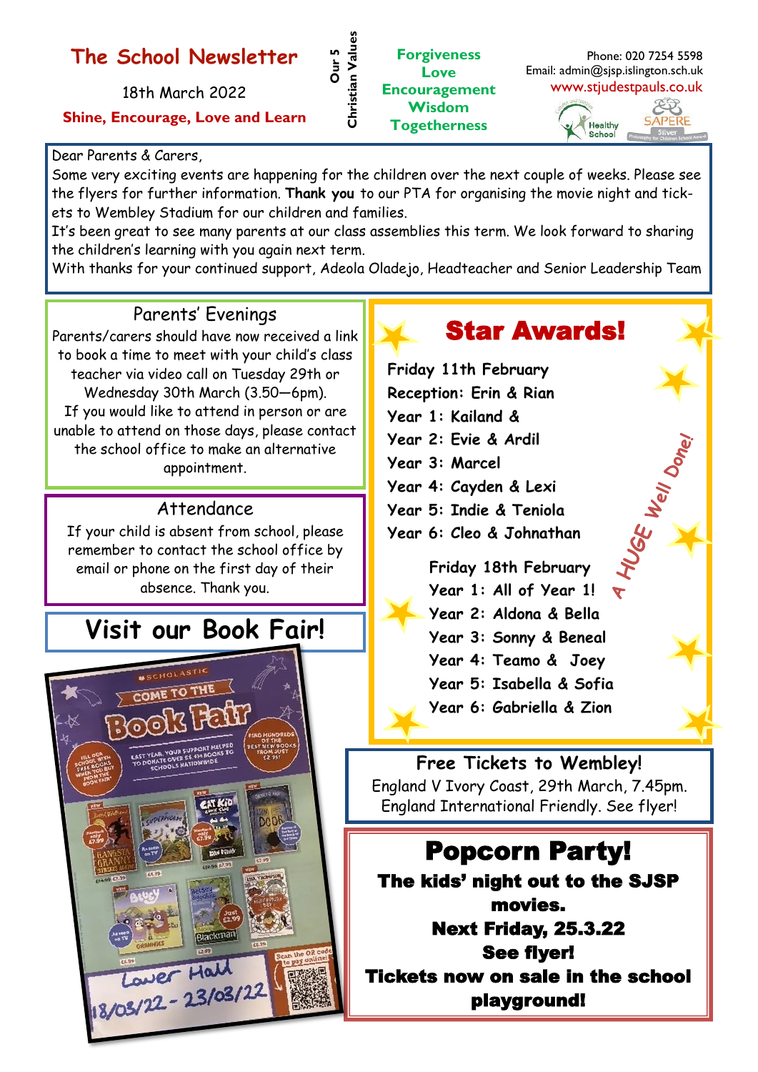# The School Newsletter

18th March 2022

**Shine, Encourage, Love and Learn**

**Our 5 Christian Values**

**Forgiveness**
**Love**
**Encouragement**
**Wisdom**
**Togetherness**

Phone: 020 7254 5598
Email: admin@sjsp.islington.sch.uk
www.stjudestpauls.co.uk

Healthy School

SAPERE Silver

Dear Parents & Carers,

Some very exciting events are happening for the children over the next couple of weeks. Please see the flyers for further information. **Thank you** to our PTA for organising the movie night and tickets to Wembley Stadium for our children and families.

It's been great to see many parents at our class assemblies this term. We look forward to sharing the children's learning with you again next term.

With thanks for your continued support, Adeola Oladejo, Headteacher and Senior Leadership Team

## Parents' Evenings

Parents/carers should have now received a link to book a time to meet with your child's class teacher via video call on Tuesday 29th or Wednesday 30th March (3.50—6pm). If you would like to attend in person or are unable to attend on those days, please contact the school office to make an alternative appointment.

## Attendance

If your child is absent from school, please remember to contact the school office by email or phone on the first day of their absence. Thank you.

## Visit our Book Fair!

Scholastic — Come to the Book Fair — Lower Hall 18/03/22 - 23/03/22

## Star Awards!

**Friday 11th February**
**Reception: Erin & Rian**
**Year 1: Kailand &**
**Year 2: Evie & Ardil**
**Year 3: Marcel**
**Year 4: Cayden & Lexi**
**Year 5: Indie & Teniola**
**Year 6: Cleo & Johnathan**

**Friday 18th February**
**Year 1: All of Year 1!**
**Year 2: Aldona & Bella**
**Year 3: Sonny & Beneal**
**Year 4: Teamo & Joey**
**Year 5: Isabella & Sofia**
**Year 6: Gabriella & Zion**

*A HUGE Well Done!*

## Free Tickets to Wembley!

England V Ivory Coast, 29th March, 7.45pm.
England International Friendly. See flyer!

## Popcorn Party!

**The kids' night out to the SJSP movies.**
**Next Friday, 25.3.22**
**See flyer!**
**Tickets now on sale in the school playground!**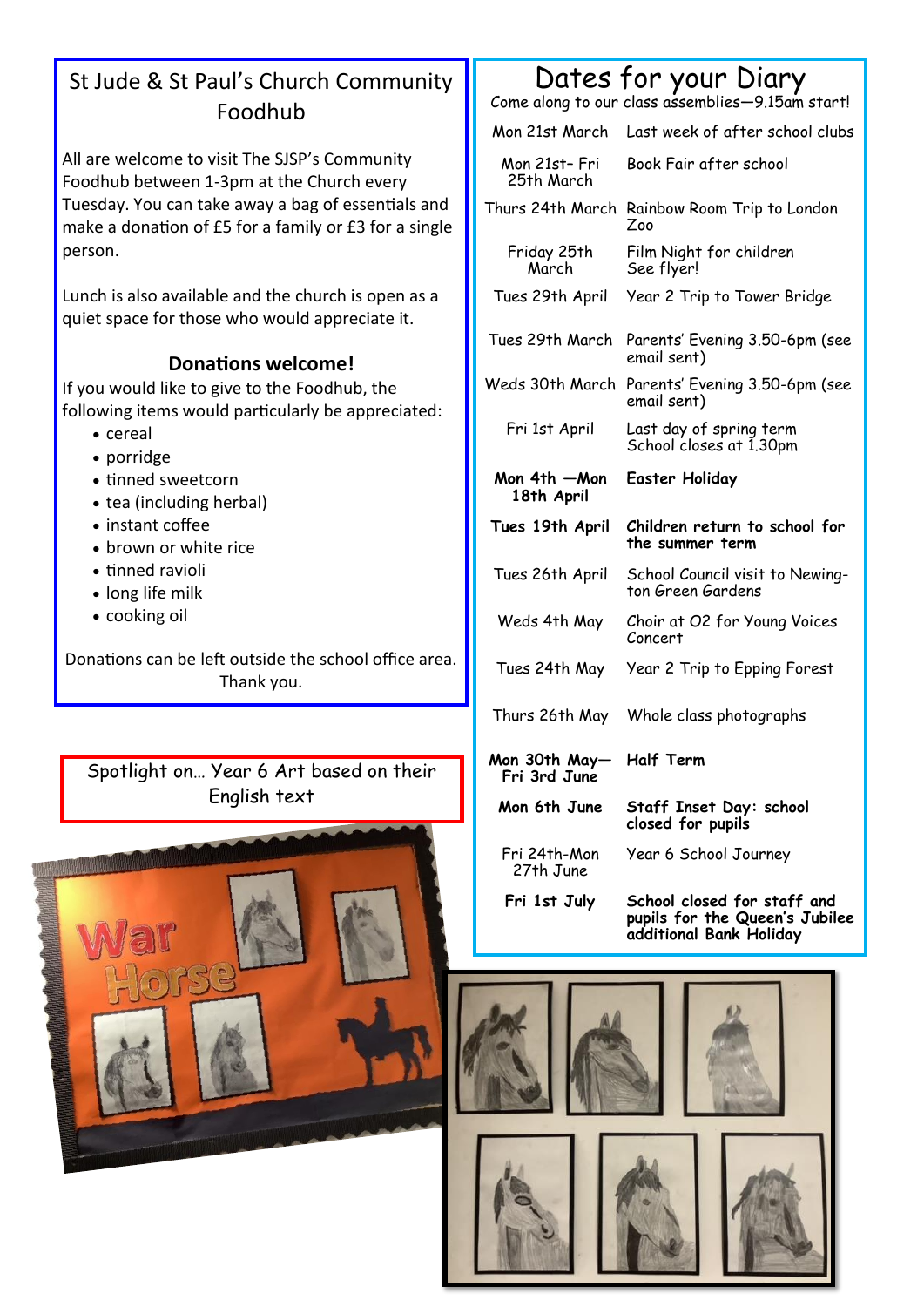## St Jude & St Paul's Church Community Foodhub

All are welcome to visit The SJSP's Community Foodhub between 1-3pm at the Church every Tuesday. You can take away a bag of essentials and make a donation of £5 for a family or £3 for a single person.

Lunch is also available and the church is open as a quiet space for those who would appreciate it.

### Donations welcome!

If you would like to give to the Foodhub, the following items would particularly be appreciated:

- cereal
- porridge
- tinned sweetcorn
- tea (including herbal)
- instant coffee
- brown or white rice
- tinned ravioli
- long life milk
- cooking oil

Donations can be left outside the school office area. Thank you.

## Spotlight on… Year 6 Art based on their English text

## Dates for your Diary

Come along to our class assemblies—9.15am start!

| Date | Event |
|---|---|
| Mon 21st March | Last week of after school clubs |
| Mon 21st- Fri 25th March | Book Fair after school |
| Thurs 24th March | Rainbow Room Trip to London Zoo |
| Friday 25th March | Film Night for children See flyer! |
| Tues 29th April | Year 2 Trip to Tower Bridge |
| Tues 29th March | Parents' Evening 3.50-6pm (see email sent) |
| Weds 30th March | Parents' Evening 3.50-6pm (see email sent) |
| Fri 1st April | Last day of spring term School closes at 1.30pm |
| **Mon 4th —Mon 18th April** | **Easter Holiday** |
| **Tues 19th April** | **Children return to school for the summer term** |
| Tues 26th April | School Council visit to Newington Green Gardens |
| Weds 4th May | Choir at O2 for Young Voices Concert |
| Tues 24th May | Year 2 Trip to Epping Forest |
| Thurs 26th May | Whole class photographs |
| **Mon 30th May—Fri 3rd June** | **Half Term** |
| **Mon 6th June** | **Staff Inset Day: school closed for pupils** |
| Fri 24th-Mon 27th June | Year 6 School Journey |
| **Fri 1st July** | **School closed for staff and pupils for the Queen's Jubilee additional Bank Holiday** |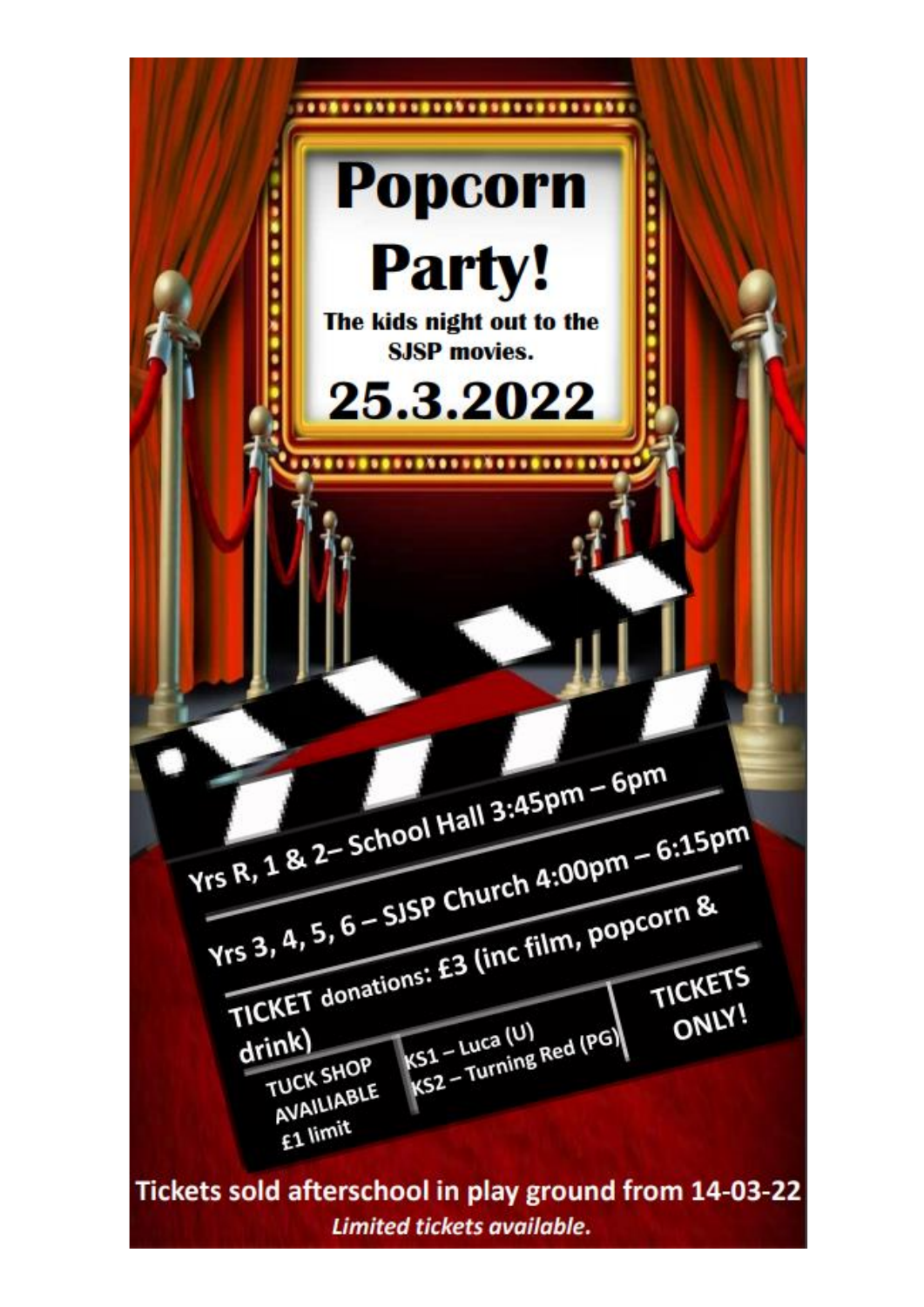# Popcorn Party!

**The kids night out to the SJSP movies.**

## 25.3.2022

Yrs R, 1 & 2– School Hall 3:45pm – 6pm

Yrs 3, 4, 5, 6 – SJSP Church 4:00pm – 6:15pm

TICKET donations: £3 (inc film, popcorn & drink)

TUCK SHOP AVAILIABLE £1 limit

KS1 – Luca (U)
KS2 – Turning Red (PG)

TICKETS ONLY!

Tickets sold afterschool in play ground from 14-03-22

*Limited tickets available.*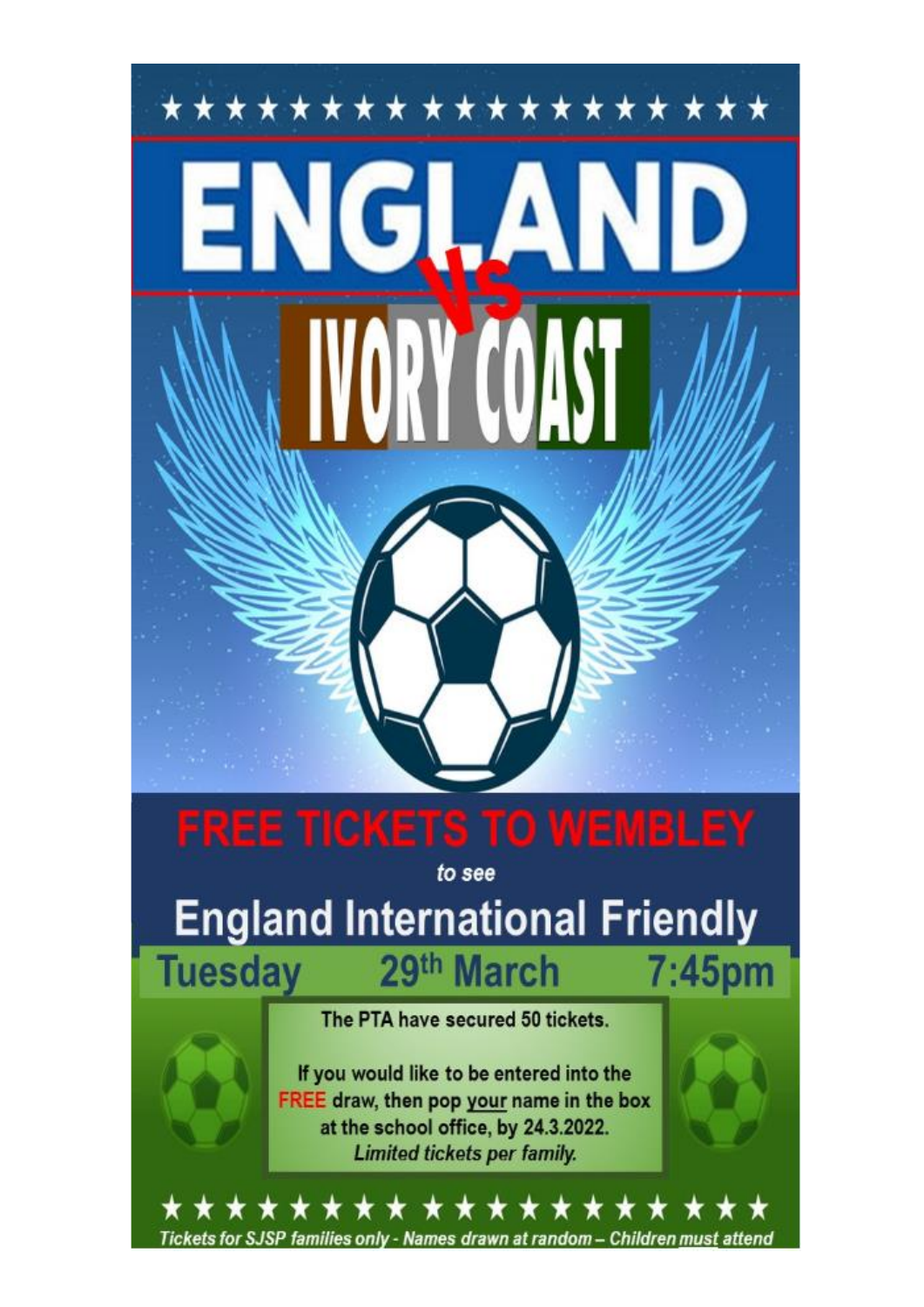# ENGLAND

VS

# IVORY COAST

## FREE TICKETS TO WEMBLEY

*to see*

## England International Friendly

**Tuesday 29th March 7:45pm**

**The PTA have secured 50 tickets.**

**If you would like to be entered into the FREE draw, then pop your name in the box at the school office, by 24.3.2022.**

***Limited tickets per family.***

***Tickets for SJSP families only - Names drawn at random – Children must attend***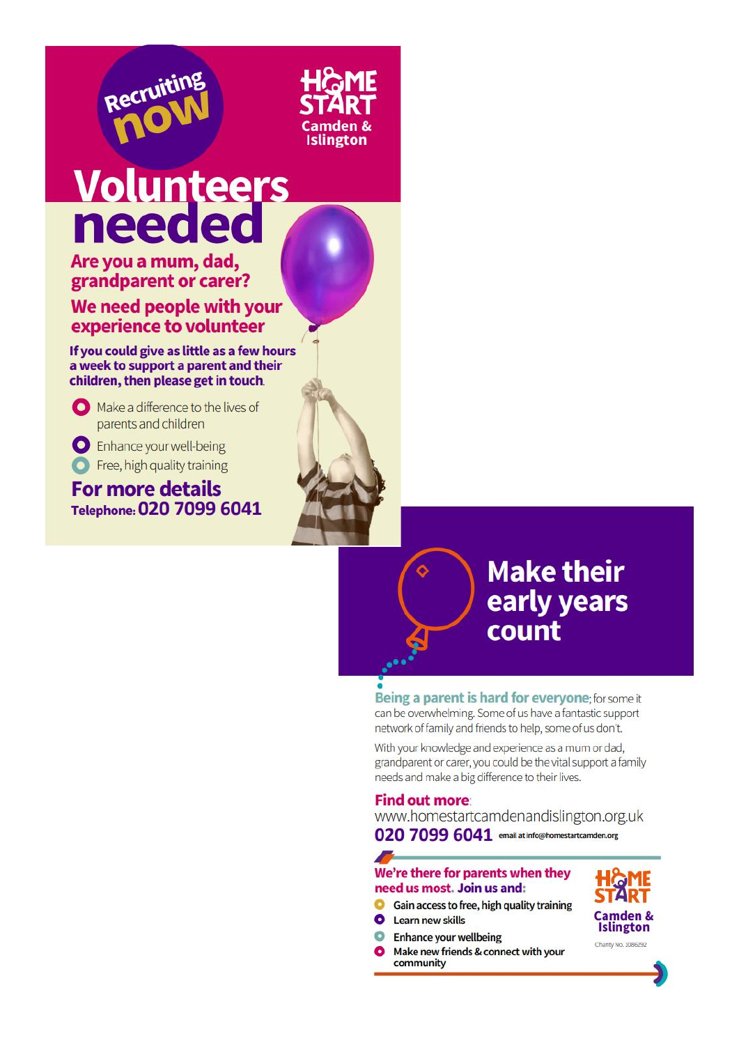Recruiting now

HOME START
Camden & Islington

# Volunteers needed

## Are you a mum, dad, grandparent or carer?

## We need people with your experience to volunteer

**If you could give as little as a few hours a week to support a parent and their children, then please get in touch.**

- Make a difference to the lives of parents and children
- Enhance your well-being
- Free, high quality training

## For more details

**Telephone: 020 7099 6041**

# Make their early years count

**Being a parent is hard for everyone**; for some it can be overwhelming. Some of us have a fantastic support network of family and friends to help, some of us don't.

With your knowledge and experience as a mum or dad, grandparent or carer, you could be the vital support a family needs and make a big difference to their lives.

**Find out more**:
www.homestartcamdenandislington.org.uk
**020 7099 6041** email at info@homestartcamden.org

**We're there for parents when they need us most. Join us and:**

- Gain access to free, high quality training
- Learn new skills
- Enhance your wellbeing
- Make new friends & connect with your community

HOME START
Camden & Islington
Charity No. 1086292